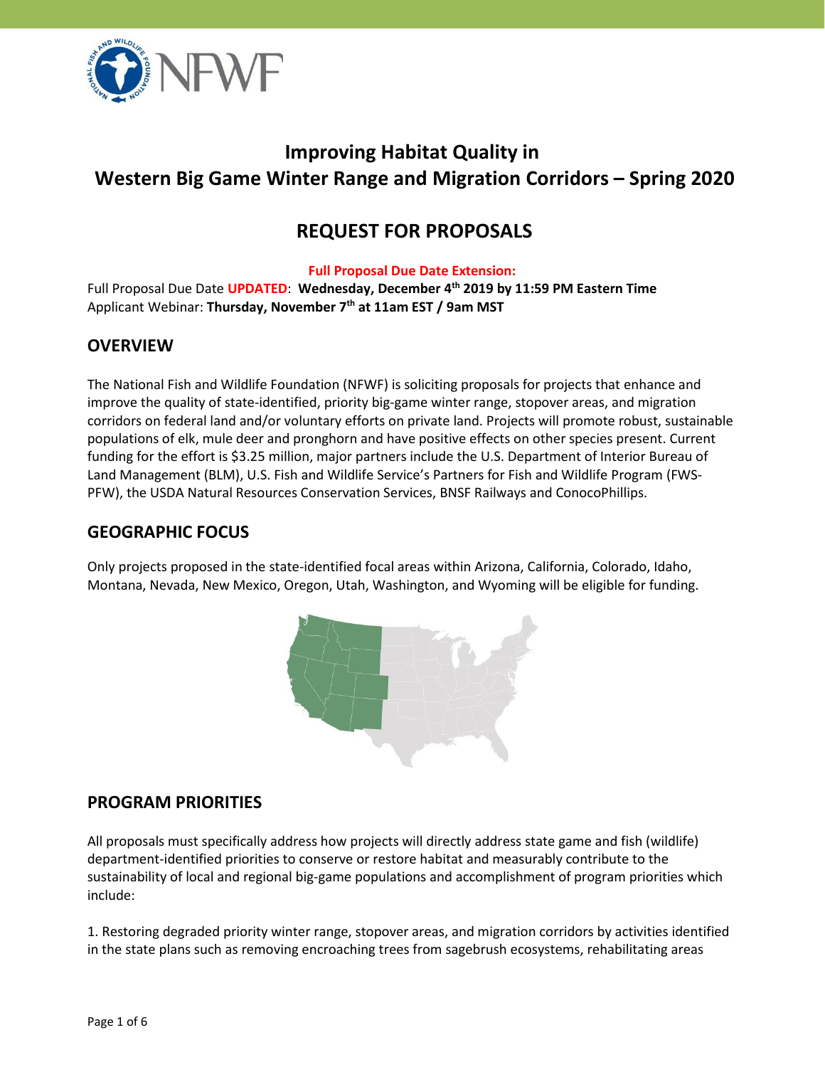# Improving Habitat Quality in Western Big Game Winter Range and Migration Corridors – Spring 2020

## REQUEST FOR PROPOSALS

**Full Proposal Due Date Extension:**

Full Proposal Due Date **UPDATED**: **Wednesday, December 4th 2019 by 11:59 PM Eastern Time**
Applicant Webinar: **Thursday, November 7th at 11am EST / 9am MST**

## OVERVIEW

The National Fish and Wildlife Foundation (NFWF) is soliciting proposals for projects that enhance and improve the quality of state-identified, priority big-game winter range, stopover areas, and migration corridors on federal land and/or voluntary efforts on private land. Projects will promote robust, sustainable populations of elk, mule deer and pronghorn and have positive effects on other species present. Current funding for the effort is $3.25 million, major partners include the U.S. Department of Interior Bureau of Land Management (BLM), U.S. Fish and Wildlife Service's Partners for Fish and Wildlife Program (FWS-PFW), the USDA Natural Resources Conservation Services, BNSF Railways and ConocoPhillips.

## GEOGRAPHIC FOCUS

Only projects proposed in the state-identified focal areas within Arizona, California, Colorado, Idaho, Montana, Nevada, New Mexico, Oregon, Utah, Washington, and Wyoming will be eligible for funding.

## PROGRAM PRIORITIES

All proposals must specifically address how projects will directly address state game and fish (wildlife) department-identified priorities to conserve or restore habitat and measurably contribute to the sustainability of local and regional big-game populations and accomplishment of program priorities which include:

1. Restoring degraded priority winter range, stopover areas, and migration corridors by activities identified in the state plans such as removing encroaching trees from sagebrush ecosystems, rehabilitating areas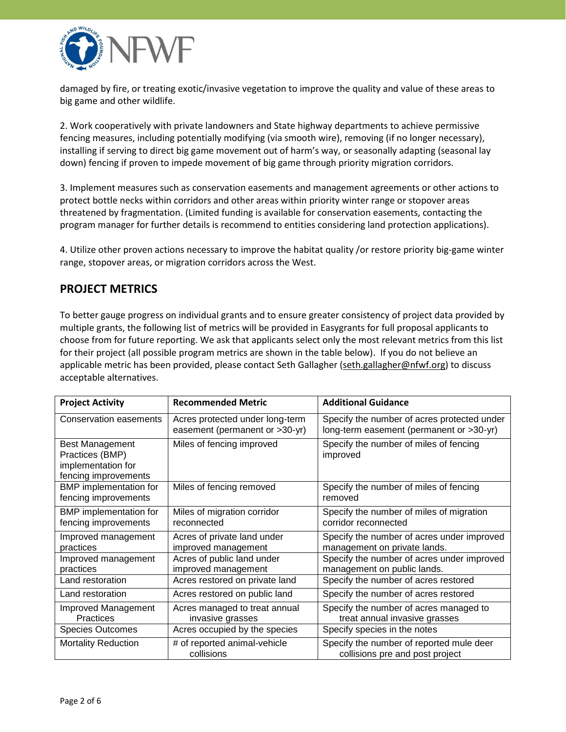damaged by fire, or treating exotic/invasive vegetation to improve the quality and value of these areas to big game and other wildlife.

2. Work cooperatively with private landowners and State highway departments to achieve permissive fencing measures, including potentially modifying (via smooth wire), removing (if no longer necessary), installing if serving to direct big game movement out of harm's way, or seasonally adapting (seasonal lay down) fencing if proven to impede movement of big game through priority migration corridors.

3. Implement measures such as conservation easements and management agreements or other actions to protect bottle necks within corridors and other areas within priority winter range or stopover areas threatened by fragmentation. (Limited funding is available for conservation easements, contacting the program manager for further details is recommend to entities considering land protection applications).

4. Utilize other proven actions necessary to improve the habitat quality /or restore priority big-game winter range, stopover areas, or migration corridors across the West.

## PROJECT METRICS

To better gauge progress on individual grants and to ensure greater consistency of project data provided by multiple grants, the following list of metrics will be provided in Easygrants for full proposal applicants to choose from for future reporting. We ask that applicants select only the most relevant metrics from this list for their project (all possible program metrics are shown in the table below). If you do not believe an applicable metric has been provided, please contact Seth Gallagher (seth.gallagher@nfwf.org) to discuss acceptable alternatives.

| Project Activity | Recommended Metric | Additional Guidance |
| --- | --- | --- |
| Conservation easements | Acres protected under long-term easement (permanent or >30-yr) | Specify the number of acres protected under long-term easement (permanent or >30-yr) |
| Best Management Practices (BMP) implementation for fencing improvements | Miles of fencing improved | Specify the number of miles of fencing improved |
| BMP implementation for fencing improvements | Miles of fencing removed | Specify the number of miles of fencing removed |
| BMP implementation for fencing improvements | Miles of migration corridor reconnected | Specify the number of miles of migration corridor reconnected |
| Improved management practices | Acres of private land under improved management | Specify the number of acres under improved management on private lands. |
| Improved management practices | Acres of public land under improved management | Specify the number of acres under improved management on public lands. |
| Land restoration | Acres restored on private land | Specify the number of acres restored |
| Land restoration | Acres restored on public land | Specify the number of acres restored |
| Improved Management Practices | Acres managed to treat annual invasive grasses | Specify the number of acres managed to treat annual invasive grasses |
| Species Outcomes | Acres occupied by the species | Specify species in the notes |
| Mortality Reduction | # of reported animal-vehicle collisions | Specify the number of reported mule deer collisions pre and post project |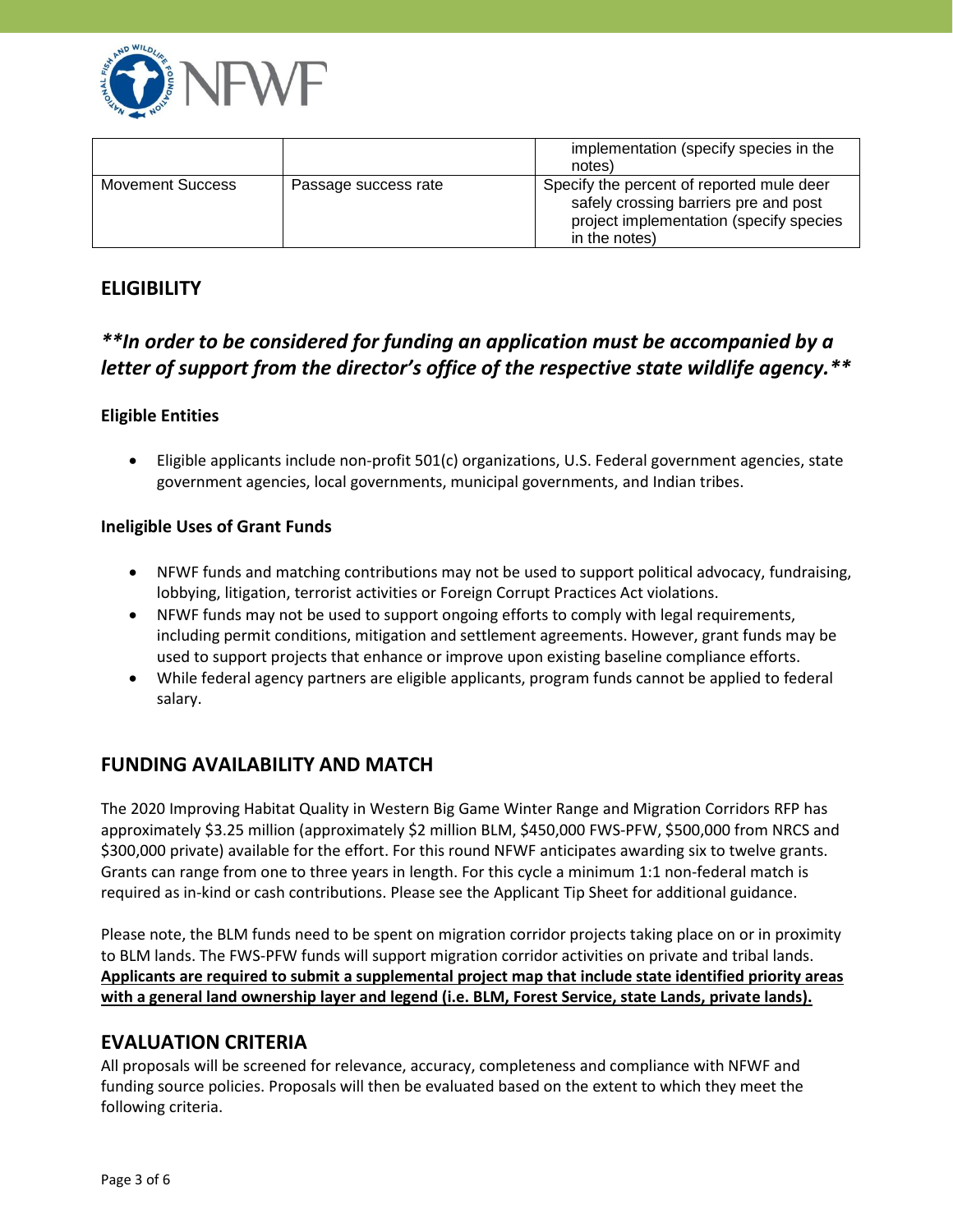| | | |
|---|---|---|
| | | implementation (specify species in the notes) |
| Movement Success | Passage success rate | Specify the percent of reported mule deer safely crossing barriers pre and post project implementation (specify species in the notes) |

## ELIGIBILITY

## ***\*\*In order to be considered for funding an application must be accompanied by a letter of support from the director's office of the respective state wildlife agency.\*\****

### Eligible Entities

- Eligible applicants include non-profit 501(c) organizations, U.S. Federal government agencies, state government agencies, local governments, municipal governments, and Indian tribes.

### Ineligible Uses of Grant Funds

- NFWF funds and matching contributions may not be used to support political advocacy, fundraising, lobbying, litigation, terrorist activities or Foreign Corrupt Practices Act violations.
- NFWF funds may not be used to support ongoing efforts to comply with legal requirements, including permit conditions, mitigation and settlement agreements. However, grant funds may be used to support projects that enhance or improve upon existing baseline compliance efforts.
- While federal agency partners are eligible applicants, program funds cannot be applied to federal salary.

## FUNDING AVAILABILITY AND MATCH

The 2020 Improving Habitat Quality in Western Big Game Winter Range and Migration Corridors RFP has approximately $3.25 million (approximately $2 million BLM, $450,000 FWS-PFW, $500,000 from NRCS and $300,000 private) available for the effort. For this round NFWF anticipates awarding six to twelve grants. Grants can range from one to three years in length. For this cycle a minimum 1:1 non-federal match is required as in-kind or cash contributions. Please see the Applicant Tip Sheet for additional guidance.

Please note, the BLM funds need to be spent on migration corridor projects taking place on or in proximity to BLM lands. The FWS-PFW funds will support migration corridor activities on private and tribal lands. **Applicants are required to submit a supplemental project map that include state identified priority areas with a general land ownership layer and legend (i.e. BLM, Forest Service, state Lands, private lands).**

## EVALUATION CRITERIA

All proposals will be screened for relevance, accuracy, completeness and compliance with NFWF and funding source policies. Proposals will then be evaluated based on the extent to which they meet the following criteria.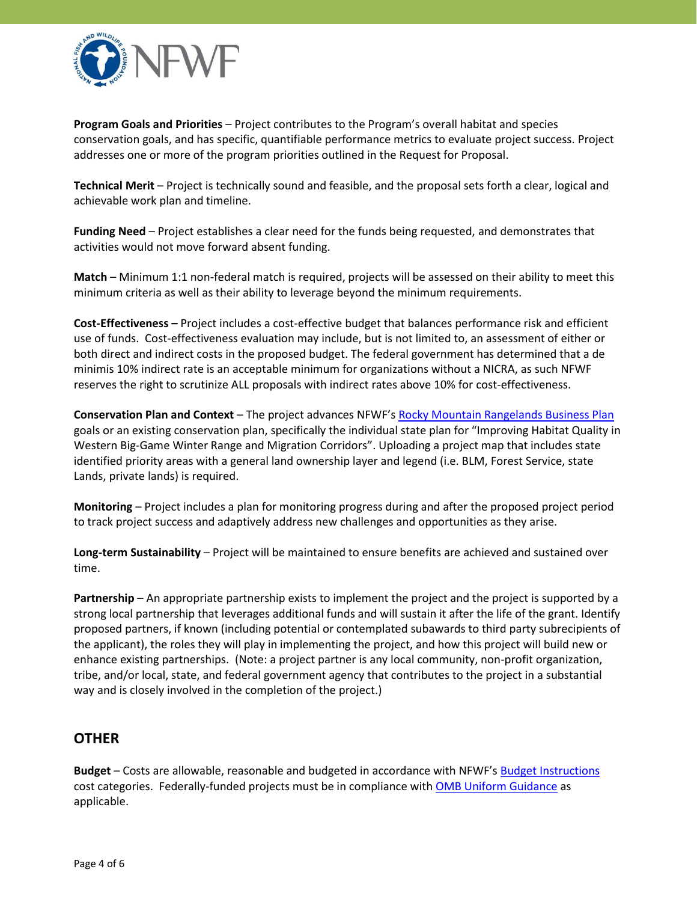**Program Goals and Priorities** – Project contributes to the Program's overall habitat and species conservation goals, and has specific, quantifiable performance metrics to evaluate project success. Project addresses one or more of the program priorities outlined in the Request for Proposal.

**Technical Merit** – Project is technically sound and feasible, and the proposal sets forth a clear, logical and achievable work plan and timeline.

**Funding Need** – Project establishes a clear need for the funds being requested, and demonstrates that activities would not move forward absent funding.

**Match** – Minimum 1:1 non-federal match is required, projects will be assessed on their ability to meet this minimum criteria as well as their ability to leverage beyond the minimum requirements.

**Cost-Effectiveness –** Project includes a cost-effective budget that balances performance risk and efficient use of funds. Cost-effectiveness evaluation may include, but is not limited to, an assessment of either or both direct and indirect costs in the proposed budget. The federal government has determined that a de minimis 10% indirect rate is an acceptable minimum for organizations without a NICRA, as such NFWF reserves the right to scrutinize ALL proposals with indirect rates above 10% for cost-effectiveness.

**Conservation Plan and Context** – The project advances NFWF's Rocky Mountain Rangelands Business Plan goals or an existing conservation plan, specifically the individual state plan for "Improving Habitat Quality in Western Big-Game Winter Range and Migration Corridors". Uploading a project map that includes state identified priority areas with a general land ownership layer and legend (i.e. BLM, Forest Service, state Lands, private lands) is required.

**Monitoring** – Project includes a plan for monitoring progress during and after the proposed project period to track project success and adaptively address new challenges and opportunities as they arise.

**Long-term Sustainability** – Project will be maintained to ensure benefits are achieved and sustained over time.

**Partnership** – An appropriate partnership exists to implement the project and the project is supported by a strong local partnership that leverages additional funds and will sustain it after the life of the grant. Identify proposed partners, if known (including potential or contemplated subawards to third party subrecipients of the applicant), the roles they will play in implementing the project, and how this project will build new or enhance existing partnerships. (Note: a project partner is any local community, non-profit organization, tribe, and/or local, state, and federal government agency that contributes to the project in a substantial way and is closely involved in the completion of the project.)

## OTHER

**Budget** – Costs are allowable, reasonable and budgeted in accordance with NFWF's Budget Instructions cost categories. Federally-funded projects must be in compliance with OMB Uniform Guidance as applicable.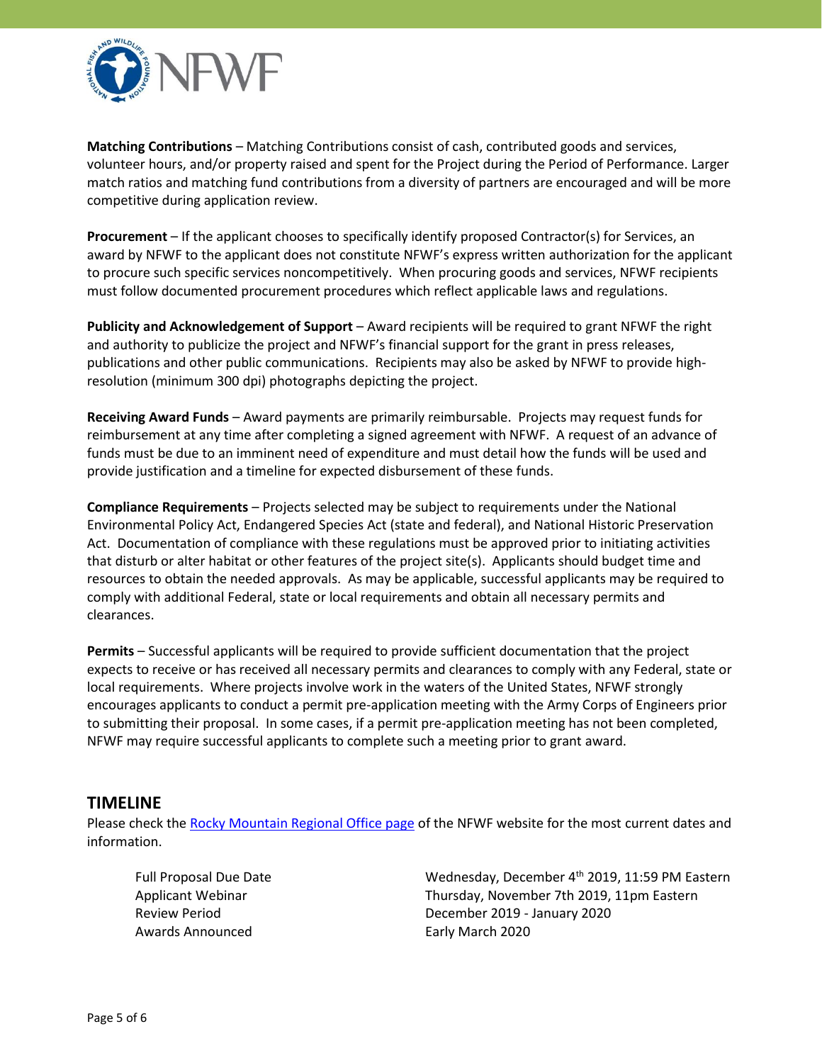**Matching Contributions** – Matching Contributions consist of cash, contributed goods and services, volunteer hours, and/or property raised and spent for the Project during the Period of Performance. Larger match ratios and matching fund contributions from a diversity of partners are encouraged and will be more competitive during application review.

**Procurement** – If the applicant chooses to specifically identify proposed Contractor(s) for Services, an award by NFWF to the applicant does not constitute NFWF's express written authorization for the applicant to procure such specific services noncompetitively. When procuring goods and services, NFWF recipients must follow documented procurement procedures which reflect applicable laws and regulations.

**Publicity and Acknowledgement of Support** – Award recipients will be required to grant NFWF the right and authority to publicize the project and NFWF's financial support for the grant in press releases, publications and other public communications. Recipients may also be asked by NFWF to provide high-resolution (minimum 300 dpi) photographs depicting the project.

**Receiving Award Funds** – Award payments are primarily reimbursable. Projects may request funds for reimbursement at any time after completing a signed agreement with NFWF. A request of an advance of funds must be due to an imminent need of expenditure and must detail how the funds will be used and provide justification and a timeline for expected disbursement of these funds.

**Compliance Requirements** – Projects selected may be subject to requirements under the National Environmental Policy Act, Endangered Species Act (state and federal), and National Historic Preservation Act. Documentation of compliance with these regulations must be approved prior to initiating activities that disturb or alter habitat or other features of the project site(s). Applicants should budget time and resources to obtain the needed approvals. As may be applicable, successful applicants may be required to comply with additional Federal, state or local requirements and obtain all necessary permits and clearances.

**Permits** – Successful applicants will be required to provide sufficient documentation that the project expects to receive or has received all necessary permits and clearances to comply with any Federal, state or local requirements. Where projects involve work in the waters of the United States, NFWF strongly encourages applicants to conduct a permit pre-application meeting with the Army Corps of Engineers prior to submitting their proposal. In some cases, if a permit pre-application meeting has not been completed, NFWF may require successful applicants to complete such a meeting prior to grant award.

## TIMELINE

Please check the [Rocky Mountain Regional Office page] of the NFWF website for the most current dates and information.

| | |
|---|---|
| Full Proposal Due Date | Wednesday, December 4th 2019, 11:59 PM Eastern |
| Applicant Webinar | Thursday, November 7th 2019, 11pm Eastern |
| Review Period | December 2019 - January 2020 |
| Awards Announced | Early March 2020 |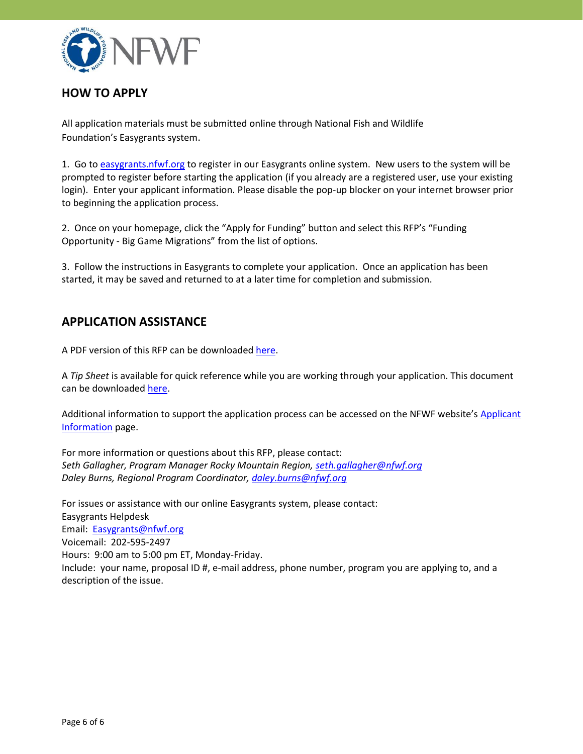## HOW TO APPLY

All application materials must be submitted online through National Fish and Wildlife Foundation's Easygrants system.

1. Go to [easygrants.nfwf.org](easygrants.nfwf.org) to register in our Easygrants online system. New users to the system will be prompted to register before starting the application (if you already are a registered user, use your existing login). Enter your applicant information. Please disable the pop-up blocker on your internet browser prior to beginning the application process.

2. Once on your homepage, click the "Apply for Funding" button and select this RFP's "Funding Opportunity - Big Game Migrations" from the list of options.

3. Follow the instructions in Easygrants to complete your application. Once an application has been started, it may be saved and returned to at a later time for completion and submission.

## APPLICATION ASSISTANCE

A PDF version of this RFP can be downloaded here.

A *Tip Sheet* is available for quick reference while you are working through your application. This document can be downloaded here.

Additional information to support the application process can be accessed on the NFWF website's Applicant Information page.

For more information or questions about this RFP, please contact:
*Seth Gallagher, Program Manager Rocky Mountain Region, seth.gallagher@nfwf.org*
*Daley Burns, Regional Program Coordinator, daley.burns@nfwf.org*

For issues or assistance with our online Easygrants system, please contact:
Easygrants Helpdesk
Email: Easygrants@nfwf.org
Voicemail: 202-595-2497
Hours: 9:00 am to 5:00 pm ET, Monday-Friday.
Include: your name, proposal ID #, e-mail address, phone number, program you are applying to, and a description of the issue.